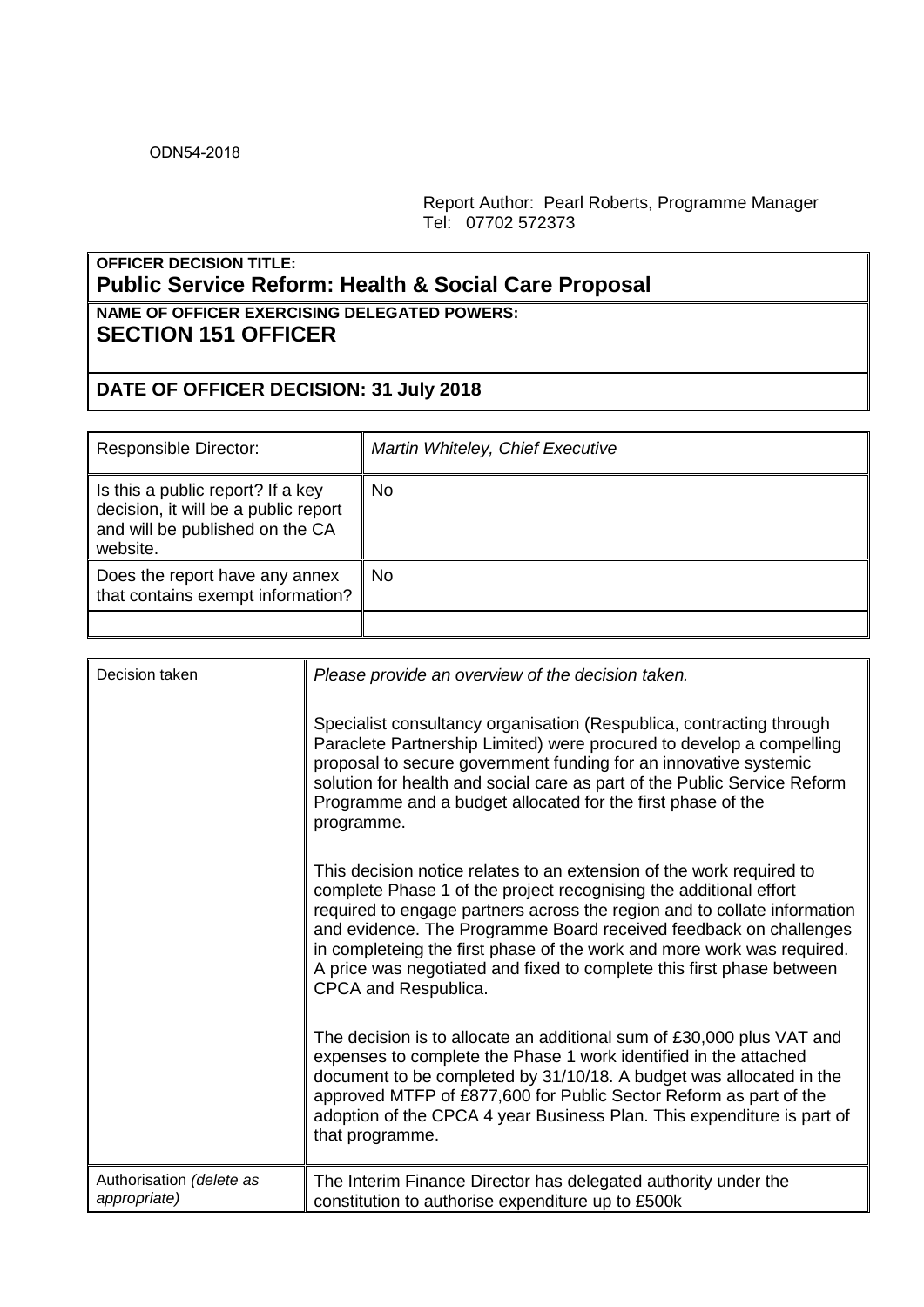ODN54-2018

Report Author: Pearl Roberts, Programme Manager
Tel: 07702 572373

| **OFFICER DECISION TITLE:**<br>**Public Service Reform: Health & Social Care Proposal** |
|---|
| **NAME OF OFFICER EXERCISING DELEGATED POWERS:**<br>**SECTION 151 OFFICER** |
| **DATE OF OFFICER DECISION: 31 July 2018** |

| Responsible Director: | *Martin Whiteley, Chief Executive* |
|---|---|
| Is this a public report? If a key decision, it will be a public report and will be published on the CA website. | No |
| Does the report have any annex that contains exempt information? | No |
| | |

| Decision taken | *Please provide an overview of the decision taken.*<br><br>Specialist consultancy organisation (Respublica, contracting through Paraclete Partnership Limited) were procured to develop a compelling proposal to secure government funding for an innovative systemic solution for health and social care as part of the Public Service Reform Programme and a budget allocated for the first phase of the programme.<br><br>This decision notice relates to an extension of the work required to complete Phase 1 of the project recognising the additional effort required to engage partners across the region and to collate information and evidence. The Programme Board received feedback on challenges in completeing the first phase of the work and more work was required. A price was negotiated and fixed to complete this first phase between CPCA and Respublica.<br><br>The decision is to allocate an additional sum of £30,000 plus VAT and expenses to complete the Phase 1 work identified in the attached document to be completed by 31/10/18. A budget was allocated in the approved MTFP of £877,600 for Public Sector Reform as part of the adoption of the CPCA 4 year Business Plan. This expenditure is part of that programme. |
|---|---|
| Authorisation *(delete as appropriate)* | The Interim Finance Director has delegated authority under the constitution to authorise expenditure up to £500k |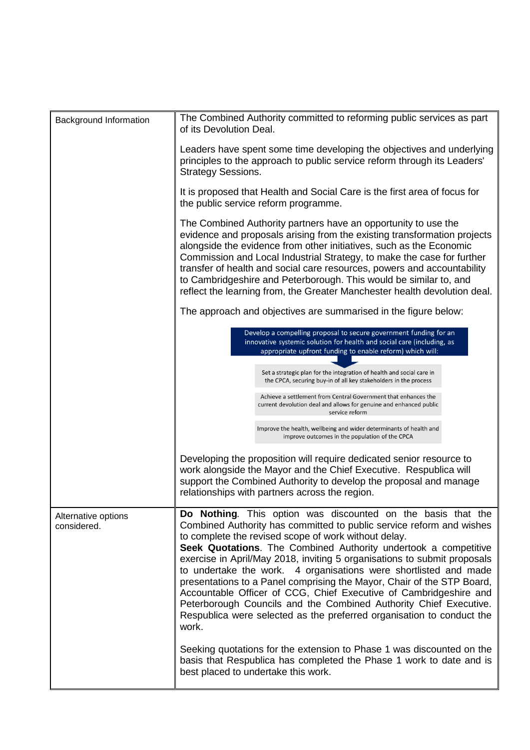| | |
|---|---|
| Background Information | The Combined Authority committed to reforming public services as part of its Devolution Deal.<br><br>Leaders have spent some time developing the objectives and underlying principles to the approach to public service reform through its Leaders' Strategy Sessions.<br><br>It is proposed that Health and Social Care is the first area of focus for the public service reform programme.<br><br>The Combined Authority partners have an opportunity to use the evidence and proposals arising from the existing transformation projects alongside the evidence from other initiatives, such as the Economic Commission and Local Industrial Strategy, to make the case for further transfer of health and social care resources, powers and accountability to Cambridgeshire and Peterborough. This would be similar to, and reflect the learning from, the Greater Manchester health devolution deal.<br><br>The approach and objectives are summarised in the figure below:<br><br>Develop a compelling proposal to secure government funding for an innovative systemic solution for health and social care (including, as appropriate upfront funding to enable reform) which will:<br><br>Set a strategic plan for the integration of health and social care in the CPCA, securing buy-in of all key stakeholders in the process<br><br>Achieve a settlement from Central Government that enhances the current devolution deal and allows for genuine and enhanced public service reform<br><br>Improve the health, wellbeing and wider determinants of health and improve outcomes in the population of the CPCA<br><br>Developing the proposition will require dedicated senior resource to work alongside the Mayor and the Chief Executive. Respublica will support the Combined Authority to develop the proposal and manage relationships with partners across the region. |
| Alternative options considered. | **Do Nothing**. This option was discounted on the basis that the Combined Authority has committed to public service reform and wishes to complete the revised scope of work without delay.<br>**Seek Quotations**. The Combined Authority undertook a competitive exercise in April/May 2018, inviting 5 organisations to submit proposals to undertake the work. 4 organisations were shortlisted and made presentations to a Panel comprising the Mayor, Chair of the STP Board, Accountable Officer of CCG, Chief Executive of Cambridgeshire and Peterborough Councils and the Combined Authority Chief Executive. Respublica were selected as the preferred organisation to conduct the work.<br><br>Seeking quotations for the extension to Phase 1 was discounted on the basis that Respublica has completed the Phase 1 work to date and is best placed to undertake this work. |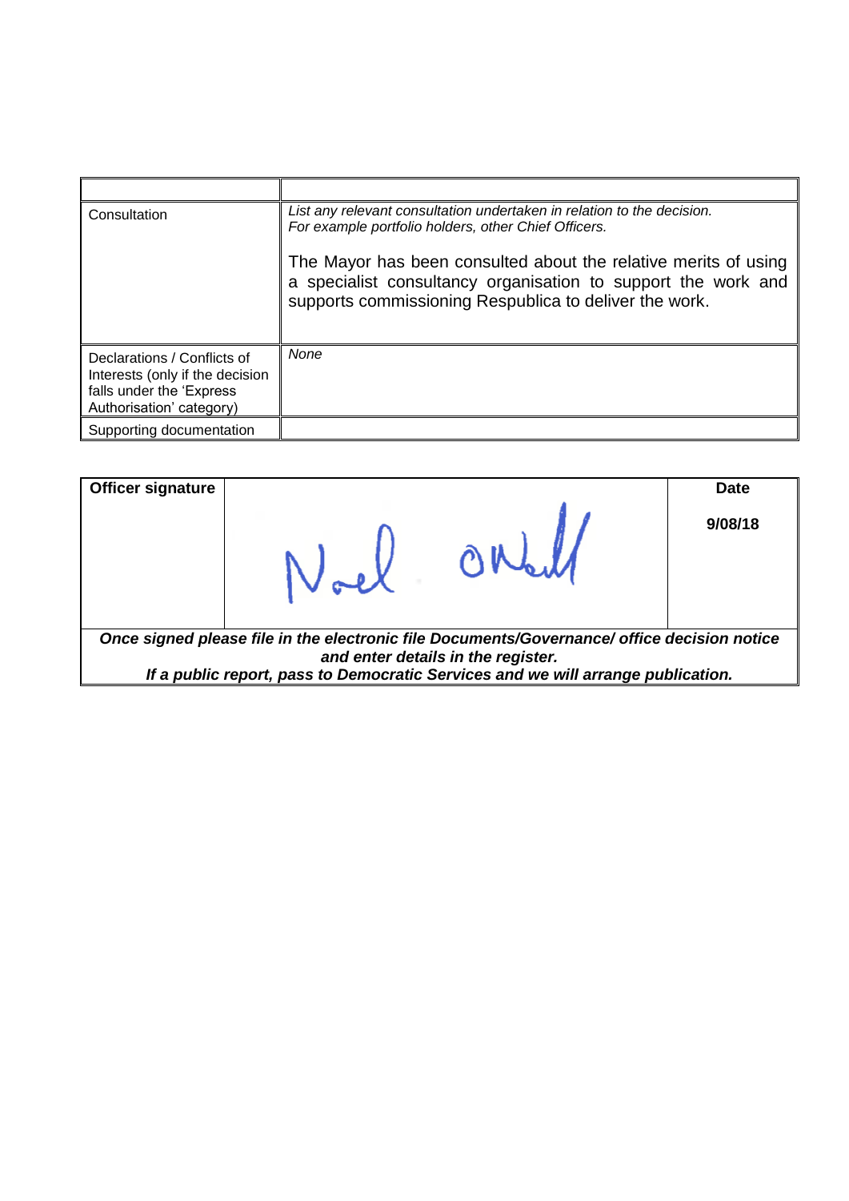| | |
|---|---|
| | |
| Consultation | *List any relevant consultation undertaken in relation to the decision. For example portfolio holders, other Chief Officers.*<br><br>The Mayor has been consulted about the relative merits of using a specialist consultancy organisation to support the work and supports commissioning Respublica to deliver the work. |
| Declarations / Conflicts of Interests (only if the decision falls under the 'Express Authorisation' category) | *None* |
| Supporting documentation | |

| **Officer signature** | Noel ONeill | **Date**<br><br>**9/08/18** |
|---|---|---|
| ***Once signed please file in the electronic file Documents/Governance/ office decision notice and enter details in the register. If a public report, pass to Democratic Services and we will arrange publication.*** | | |